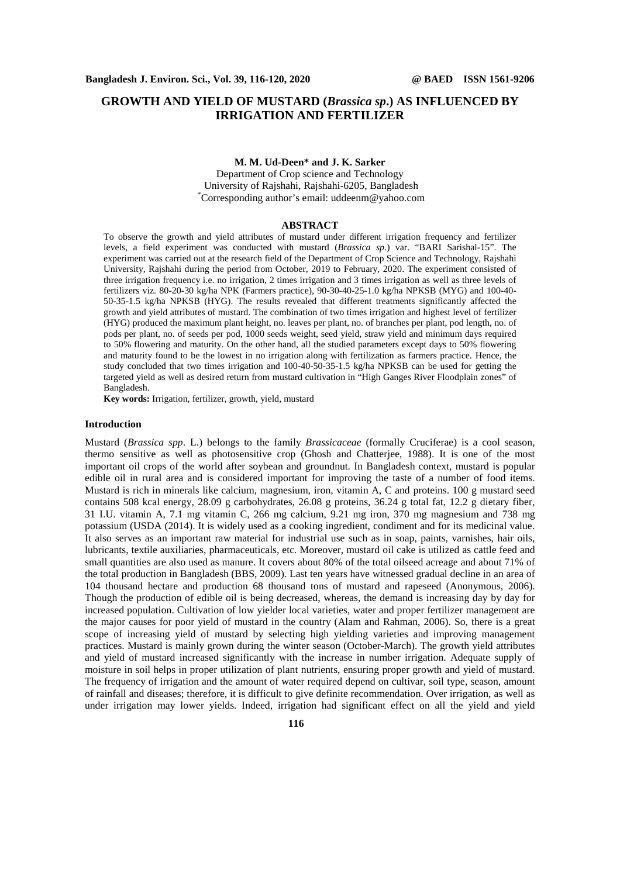# GROWTH AND YIELD OF MUSTARD (*Brassica sp*.) AS INFLUENCED BY IRRIGATION AND FERTILIZER

**M. M. Ud-Deen\* and J. K. Sarker**

Department of Crop science and Technology
University of Rajshahi, Rajshahi-6205, Bangladesh
\*Corresponding author's email: uddeenm@yahoo.com

## ABSTRACT

To observe the growth and yield attributes of mustard under different irrigation frequency and fertilizer levels, a field experiment was conducted with mustard (*Brassica sp*.) var. "BARI Sarishal-15". The experiment was carried out at the research field of the Department of Crop Science and Technology, Rajshahi University, Rajshahi during the period from October, 2019 to February, 2020. The experiment consisted of three irrigation frequency i.e. no irrigation, 2 times irrigation and 3 times irrigation as well as three levels of fertilizers viz. 80-20-30 kg/ha NPK (Farmers practice), 90-30-40-25-1.0 kg/ha NPKSB (MYG) and 100-40-50-35-1.5 kg/ha NPKSB (HYG). The results revealed that different treatments significantly affected the growth and yield attributes of mustard. The combination of two times irrigation and highest level of fertilizer (HYG) produced the maximum plant height, no. leaves per plant, no. of branches per plant, pod length, no. of pods per plant, no. of seeds per pod, 1000 seeds weight, seed yield, straw yield and minimum days required to 50% flowering and maturity. On the other hand, all the studied parameters except days to 50% flowering and maturity found to be the lowest in no irrigation along with fertilization as farmers practice. Hence, the study concluded that two times irrigation and 100-40-50-35-1.5 kg/ha NPKSB can be used for getting the targeted yield as well as desired return from mustard cultivation in "High Ganges River Floodplain zones" of Bangladesh.

**Key words:** Irrigation, fertilizer, growth, yield, mustard

## Introduction

Mustard (*Brassica spp*. L.) belongs to the family *Brassicaceae* (formally Cruciferae) is a cool season, thermo sensitive as well as photosensitive crop (Ghosh and Chatterjee, 1988). It is one of the most important oil crops of the world after soybean and groundnut. In Bangladesh context, mustard is popular edible oil in rural area and is considered important for improving the taste of a number of food items. Mustard is rich in minerals like calcium, magnesium, iron, vitamin A, C and proteins. 100 g mustard seed contains 508 kcal energy, 28.09 g carbohydrates, 26.08 g proteins, 36.24 g total fat, 12.2 g dietary fiber, 31 I.U. vitamin A, 7.1 mg vitamin C, 266 mg calcium, 9.21 mg iron, 370 mg magnesium and 738 mg potassium (USDA (2014). It is widely used as a cooking ingredient, condiment and for its medicinal value. It also serves as an important raw material for industrial use such as in soap, paints, varnishes, hair oils, lubricants, textile auxiliaries, pharmaceuticals, etc. Moreover, mustard oil cake is utilized as cattle feed and small quantities are also used as manure. It covers about 80% of the total oilseed acreage and about 71% of the total production in Bangladesh (BBS, 2009). Last ten years have witnessed gradual decline in an area of 104 thousand hectare and production 68 thousand tons of mustard and rapeseed (Anonymous, 2006). Though the production of edible oil is being decreased, whereas, the demand is increasing day by day for increased population. Cultivation of low yielder local varieties, water and proper fertilizer management are the major causes for poor yield of mustard in the country (Alam and Rahman, 2006). So, there is a great scope of increasing yield of mustard by selecting high yielding varieties and improving management practices. Mustard is mainly grown during the winter season (October-March). The growth yield attributes and yield of mustard increased significantly with the increase in number irrigation. Adequate supply of moisture in soil helps in proper utilization of plant nutrients, ensuring proper growth and yield of mustard. The frequency of irrigation and the amount of water required depend on cultivar, soil type, season, amount of rainfall and diseases; therefore, it is difficult to give definite recommendation. Over irrigation, as well as under irrigation may lower yields. Indeed, irrigation had significant effect on all the yield and yield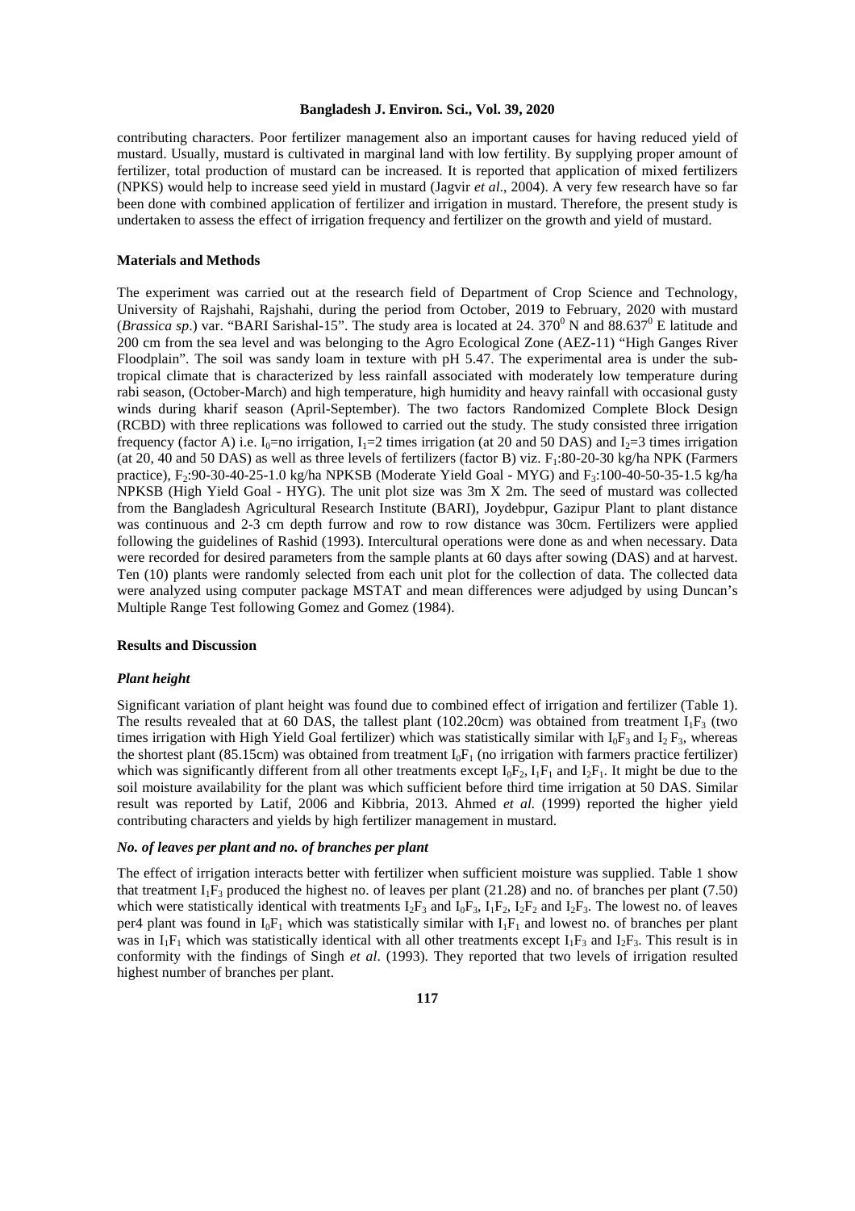contributing characters. Poor fertilizer management also an important causes for having reduced yield of mustard. Usually, mustard is cultivated in marginal land with low fertility. By supplying proper amount of fertilizer, total production of mustard can be increased. It is reported that application of mixed fertilizers (NPKS) would help to increase seed yield in mustard (Jagvir *et al*., 2004). A very few research have so far been done with combined application of fertilizer and irrigation in mustard. Therefore, the present study is undertaken to assess the effect of irrigation frequency and fertilizer on the growth and yield of mustard.

## Materials and Methods

The experiment was carried out at the research field of Department of Crop Science and Technology, University of Rajshahi, Rajshahi, during the period from October, 2019 to February, 2020 with mustard (*Brassica sp*.) var. "BARI Sarishal-15". The study area is located at 24. $370^0$ N and $88.637^0$ E latitude and 200 cm from the sea level and was belonging to the Agro Ecological Zone (AEZ-11) "High Ganges River Floodplain". The soil was sandy loam in texture with pH 5.47. The experimental area is under the sub-tropical climate that is characterized by less rainfall associated with moderately low temperature during rabi season, (October-March) and high temperature, high humidity and heavy rainfall with occasional gusty winds during kharif season (April-September). The two factors Randomized Complete Block Design (RCBD) with three replications was followed to carried out the study. The study consisted three irrigation frequency (factor A) i.e. $I_0$=no irrigation, $I_1$=2 times irrigation (at 20 and 50 DAS) and $I_2$=3 times irrigation (at 20, 40 and 50 DAS) as well as three levels of fertilizers (factor B) viz. $F_1$:80-20-30 kg/ha NPK (Farmers practice), $F_2$:90-30-40-25-1.0 kg/ha NPKSB (Moderate Yield Goal - MYG) and $F_3$:100-40-50-35-1.5 kg/ha NPKSB (High Yield Goal - HYG). The unit plot size was 3m X 2m. The seed of mustard was collected from the Bangladesh Agricultural Research Institute (BARI), Joydebpur, Gazipur Plant to plant distance was continuous and 2-3 cm depth furrow and row to row distance was 30cm. Fertilizers were applied following the guidelines of Rashid (1993). Intercultural operations were done as and when necessary. Data were recorded for desired parameters from the sample plants at 60 days after sowing (DAS) and at harvest. Ten (10) plants were randomly selected from each unit plot for the collection of data. The collected data were analyzed using computer package MSTAT and mean differences were adjudged by using Duncan's Multiple Range Test following Gomez and Gomez (1984).

## Results and Discussion

### *Plant height*

Significant variation of plant height was found due to combined effect of irrigation and fertilizer (Table 1). The results revealed that at 60 DAS, the tallest plant (102.20cm) was obtained from treatment $I_1F_3$ (two times irrigation with High Yield Goal fertilizer) which was statistically similar with $I_0F_3$ and $I_2F_3$, whereas the shortest plant (85.15cm) was obtained from treatment $I_0F_1$ (no irrigation with farmers practice fertilizer) which was significantly different from all other treatments except $I_0F_2$, $I_1F_1$ and $I_2F_1$. It might be due to the soil moisture availability for the plant was which sufficient before third time irrigation at 50 DAS. Similar result was reported by Latif, 2006 and Kibbria, 2013. Ahmed *et al.* (1999) reported the higher yield contributing characters and yields by high fertilizer management in mustard.

### *No. of leaves per plant and no. of branches per plant*

The effect of irrigation interacts better with fertilizer when sufficient moisture was supplied. Table 1 show that treatment $I_1F_3$ produced the highest no. of leaves per plant (21.28) and no. of branches per plant (7.50) which were statistically identical with treatments $I_2F_3$ and $I_0F_3$, $I_1F_2$, $I_2F_2$ and $I_2F_3$. The lowest no. of leaves per4 plant was found in $I_0F_1$ which was statistically similar with $I_1F_1$ and lowest no. of branches per plant was in $I_1F_1$ which was statistically identical with all other treatments except $I_1F_3$ and $I_2F_3$. This result is in conformity with the findings of Singh *et al*. (1993). They reported that two levels of irrigation resulted highest number of branches per plant.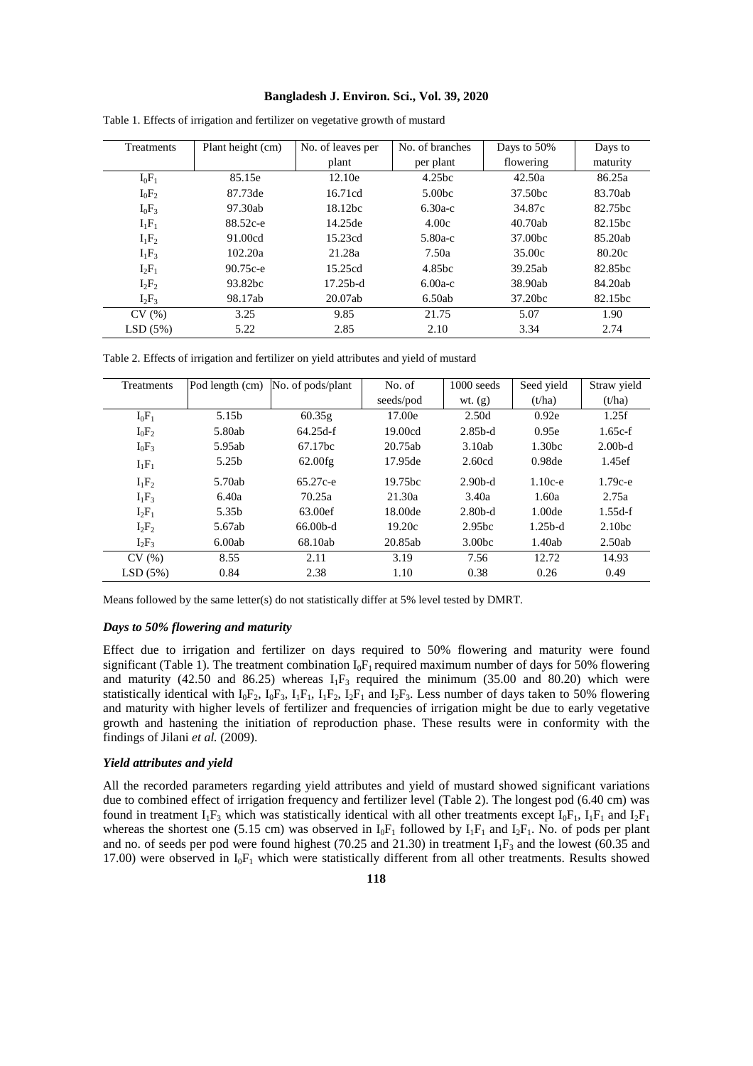Table 1. Effects of irrigation and fertilizer on vegetative growth of mustard

| Treatments | Plant height (cm) | No. of leaves per plant | No. of branches per plant | Days to 50% flowering | Days to maturity |
|---|---|---|---|---|---|
| $I_0F_1$ | 85.15e | 12.10e | 4.25bc | 42.50a | 86.25a |
| $I_0F_2$ | 87.73de | 16.71cd | 5.00bc | 37.50bc | 83.70ab |
| $I_0F_3$ | 97.30ab | 18.12bc | 6.30a-c | 34.87c | 82.75bc |
| $I_1F_1$ | 88.52c-e | 14.25de | 4.00c | 40.70ab | 82.15bc |
| $I_1F_2$ | 91.00cd | 15.23cd | 5.80a-c | 37.00bc | 85.20ab |
| $I_1F_3$ | 102.20a | 21.28a | 7.50a | 35.00c | 80.20c |
| $I_2F_1$ | 90.75c-e | 15.25cd | 4.85bc | 39.25ab | 82.85bc |
| $I_2F_2$ | 93.82bc | 17.25b-d | 6.00a-c | 38.90ab | 84.20ab |
| $I_2F_3$ | 98.17ab | 20.07ab | 6.50ab | 37.20bc | 82.15bc |
| CV (%) | 3.25 | 9.85 | 21.75 | 5.07 | 1.90 |
| LSD (5%) | 5.22 | 2.85 | 2.10 | 3.34 | 2.74 |

Table 2. Effects of irrigation and fertilizer on yield attributes and yield of mustard

| Treatments | Pod length (cm) | No. of pods/plant | No. of seeds/pod | 1000 seeds wt. (g) | Seed yield (t/ha) | Straw yield (t/ha) |
|---|---|---|---|---|---|---|
| $I_0F_1$ | 5.15b | 60.35g | 17.00e | 2.50d | 0.92e | 1.25f |
| $I_0F_2$ | 5.80ab | 64.25d-f | 19.00cd | 2.85b-d | 0.95e | 1.65c-f |
| $I_0F_3$ | 5.95ab | 67.17bc | 20.75ab | 3.10ab | 1.30bc | 2.00b-d |
| $I_1F_1$ | 5.25b | 62.00fg | 17.95de | 2.60cd | 0.98de | 1.45ef |
| $I_1F_2$ | 5.70ab | 65.27c-e | 19.75bc | 2.90b-d | 1.10c-e | 1.79c-e |
| $I_1F_3$ | 6.40a | 70.25a | 21.30a | 3.40a | 1.60a | 2.75a |
| $I_2F_1$ | 5.35b | 63.00ef | 18.00de | 2.80b-d | 1.00de | 1.55d-f |
| $I_2F_2$ | 5.67ab | 66.00b-d | 19.20c | 2.95bc | 1.25b-d | 2.10bc |
| $I_2F_3$ | 6.00ab | 68.10ab | 20.85ab | 3.00bc | 1.40ab | 2.50ab |
| CV (%) | 8.55 | 2.11 | 3.19 | 7.56 | 12.72 | 14.93 |
| LSD (5%) | 0.84 | 2.38 | 1.10 | 0.38 | 0.26 | 0.49 |

Means followed by the same letter(s) do not statistically differ at 5% level tested by DMRT.

### *Days to 50% flowering and maturity*

Effect due to irrigation and fertilizer on days required to 50% flowering and maturity were found significant (Table 1). The treatment combination $I_0F_1$ required maximum number of days for 50% flowering and maturity (42.50 and 86.25) whereas $I_1F_3$ required the minimum (35.00 and 80.20) which were statistically identical with $I_0F_2$, $I_0F_3$, $I_1F_1$, $I_1F_2$, $I_2F_1$ and $I_2F_3$. Less number of days taken to 50% flowering and maturity with higher levels of fertilizer and frequencies of irrigation might be due to early vegetative growth and hastening the initiation of reproduction phase. These results were in conformity with the findings of Jilani *et al.* (2009).

### *Yield attributes and yield*

All the recorded parameters regarding yield attributes and yield of mustard showed significant variations due to combined effect of irrigation frequency and fertilizer level (Table 2). The longest pod (6.40 cm) was found in treatment $I_1F_3$ which was statistically identical with all other treatments except $I_0F_1$, $I_1F_1$ and $I_2F_1$ whereas the shortest one (5.15 cm) was observed in $I_0F_1$ followed by $I_1F_1$ and $I_2F_1$. No. of pods per plant and no. of seeds per pod were found highest (70.25 and 21.30) in treatment $I_1F_3$ and the lowest (60.35 and 17.00) were observed in $I_0F_1$ which were statistically different from all other treatments. Results showed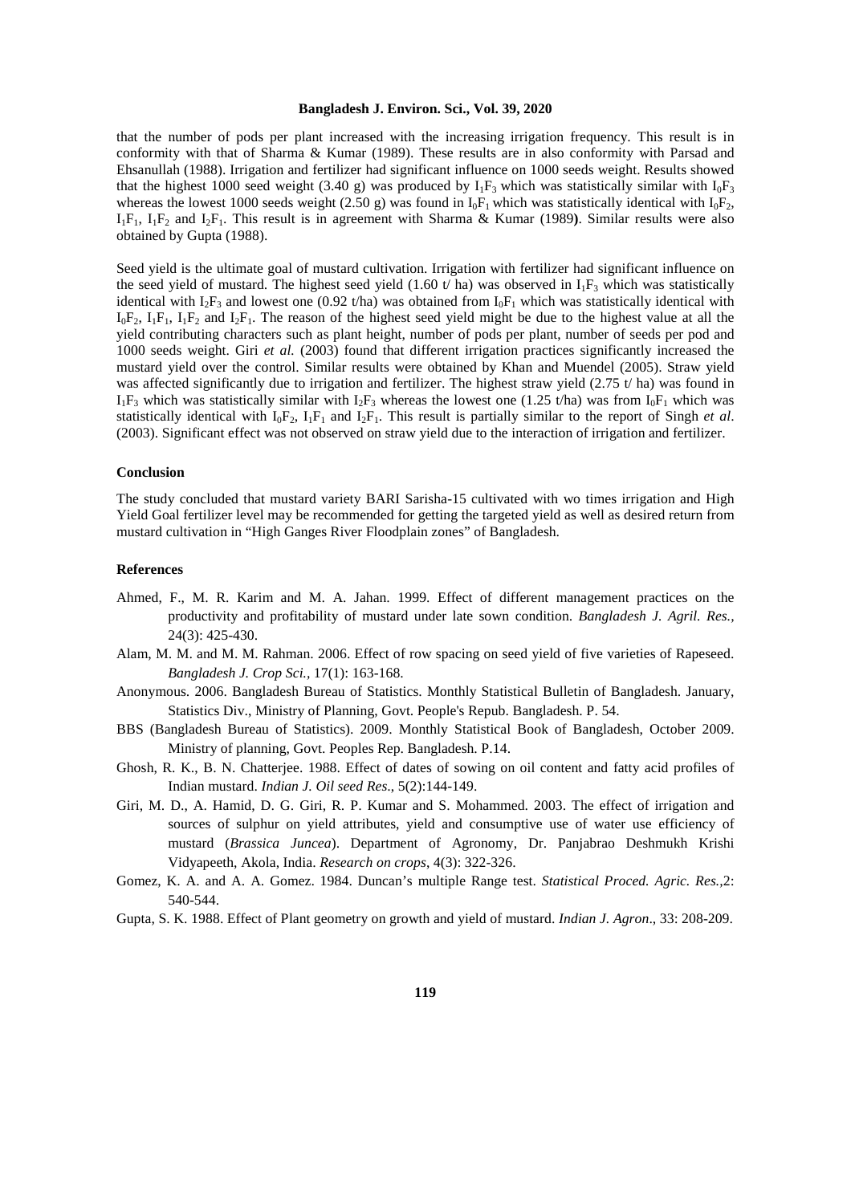that the number of pods per plant increased with the increasing irrigation frequency. This result is in conformity with that of Sharma & Kumar (1989). These results are in also conformity with Parsad and Ehsanullah (1988). Irrigation and fertilizer had significant influence on 1000 seeds weight. Results showed that the highest 1000 seed weight (3.40 g) was produced by $I_1F_3$ which was statistically similar with $I_0F_3$ whereas the lowest 1000 seeds weight (2.50 g) was found in $I_0F_1$ which was statistically identical with $I_0F_2$, $I_1F_1$, $I_1F_2$ and $I_2F_1$. This result is in agreement with Sharma & Kumar (1989**)**. Similar results were also obtained by Gupta (1988).

Seed yield is the ultimate goal of mustard cultivation. Irrigation with fertilizer had significant influence on the seed yield of mustard. The highest seed yield (1.60 t/ ha) was observed in $I_1F_3$ which was statistically identical with $I_2F_3$ and lowest one (0.92 t/ha) was obtained from $I_0F_1$ which was statistically identical with $I_0F_2$, $I_1F_1$, $I_1F_2$ and $I_2F_1$. The reason of the highest seed yield might be due to the highest value at all the yield contributing characters such as plant height, number of pods per plant, number of seeds per pod and 1000 seeds weight. Giri *et al.* (2003) found that different irrigation practices significantly increased the mustard yield over the control. Similar results were obtained by Khan and Muendel (2005). Straw yield was affected significantly due to irrigation and fertilizer. The highest straw yield (2.75 t/ ha) was found in $I_1F_3$ which was statistically similar with $I_2F_3$ whereas the lowest one (1.25 t/ha) was from $I_0F_1$ which was statistically identical with $I_0F_2$, $I_1F_1$ and $I_2F_1$. This result is partially similar to the report of Singh *et al*. (2003). Significant effect was not observed on straw yield due to the interaction of irrigation and fertilizer.

## Conclusion

The study concluded that mustard variety BARI Sarisha-15 cultivated with wo times irrigation and High Yield Goal fertilizer level may be recommended for getting the targeted yield as well as desired return from mustard cultivation in "High Ganges River Floodplain zones" of Bangladesh.

## References

Ahmed, F., M. R. Karim and M. A. Jahan. 1999. Effect of different management practices on the productivity and profitability of mustard under late sown condition. *Bangladesh J. Agril. Res.,* 24(3): 425-430.

Alam, M. M. and M. M. Rahman. 2006. Effect of row spacing on seed yield of five varieties of Rapeseed. *Bangladesh J. Crop Sci.,* 17(1): 163-168.

Anonymous. 2006. Bangladesh Bureau of Statistics. Monthly Statistical Bulletin of Bangladesh. January, Statistics Div., Ministry of Planning, Govt. People's Repub. Bangladesh. P. 54.

BBS (Bangladesh Bureau of Statistics). 2009. Monthly Statistical Book of Bangladesh, October 2009. Ministry of planning, Govt. Peoples Rep. Bangladesh. P.14.

Ghosh, R. K., B. N. Chatterjee. 1988. Effect of dates of sowing on oil content and fatty acid profiles of Indian mustard. *Indian J. Oil seed Res*., 5(2):144-149.

Giri, M. D., A. Hamid, D. G. Giri, R. P. Kumar and S. Mohammed. 2003. The effect of irrigation and sources of sulphur on yield attributes, yield and consumptive use of water use efficiency of mustard (*Brassica Juncea*). Department of Agronomy, Dr. Panjabrao Deshmukh Krishi Vidyapeeth, Akola, India. *Research on crops*, 4(3): 322-326.

Gomez, K. A. and A. A. Gomez. 1984. Duncan's multiple Range test. *Statistical Proced. Agric. Res.*,2: 540-544.

Gupta, S. K. 1988. Effect of Plant geometry on growth and yield of mustard. *Indian J. Agron*., 33: 208-209.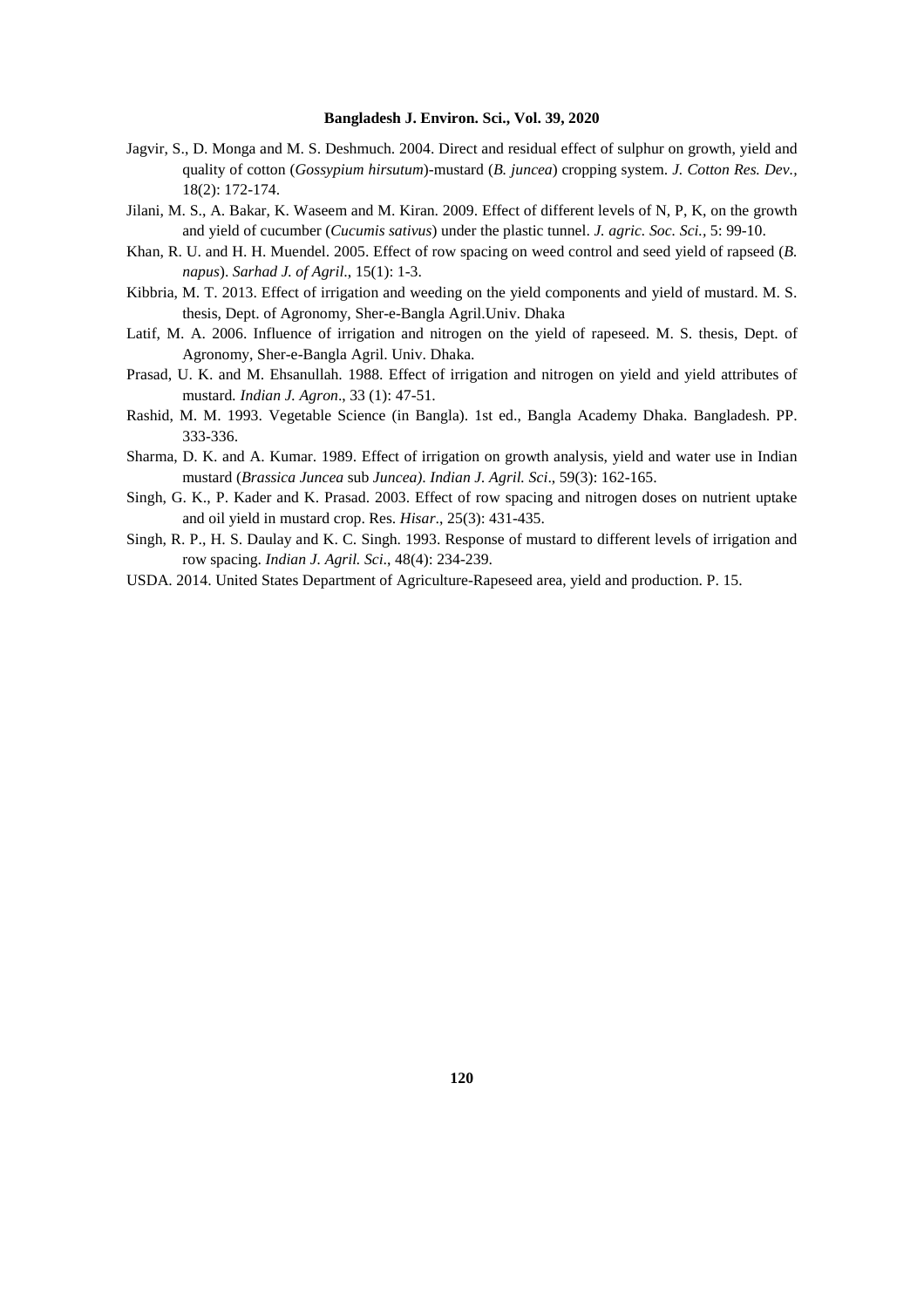Jagvir, S., D. Monga and M. S. Deshmuch. 2004. Direct and residual effect of sulphur on growth, yield and quality of cotton (*Gossypium hirsutum*)-mustard (*B. juncea*) cropping system. *J. Cotton Res. Dev.,* 18(2): 172-174.

Jilani, M. S., A. Bakar, K. Waseem and M. Kiran. 2009. Effect of different levels of N, P, K, on the growth and yield of cucumber (*Cucumis sativus*) under the plastic tunnel. *J. agric. Soc. Sci.,* 5: 99-10.

Khan, R. U. and H. H. Muendel. 2005. Effect of row spacing on weed control and seed yield of rapseed (*B. napus*). *Sarhad J. of Agril*., 15(1): 1-3.

Kibbria, M. T. 2013. Effect of irrigation and weeding on the yield components and yield of mustard. M. S. thesis, Dept. of Agronomy, Sher-e-Bangla Agril.Univ. Dhaka

Latif, M. A. 2006. Influence of irrigation and nitrogen on the yield of rapeseed. M. S. thesis, Dept. of Agronomy, Sher-e-Bangla Agril. Univ. Dhaka.

Prasad, U. K. and M. Ehsanullah. 1988. Effect of irrigation and nitrogen on yield and yield attributes of mustard. *Indian J. Agron*., 33 (1): 47-51.

Rashid, M. M. 1993. Vegetable Science (in Bangla). 1st ed., Bangla Academy Dhaka. Bangladesh. PP. 333-336.

Sharma, D. K. and A. Kumar. 1989. Effect of irrigation on growth analysis, yield and water use in Indian mustard (*Brassica Juncea* sub *Juncea)*. *Indian J. Agril. Sci*., 59(3): 162-165.

Singh, G. K., P. Kader and K. Prasad. 2003. Effect of row spacing and nitrogen doses on nutrient uptake and oil yield in mustard crop. Res. *Hisar*., 25(3): 431-435.

Singh, R. P., H. S. Daulay and K. C. Singh. 1993. Response of mustard to different levels of irrigation and row spacing. *Indian J. Agril. Sci*., 48(4): 234-239.

USDA. 2014. United States Department of Agriculture-Rapeseed area, yield and production. P. 15.